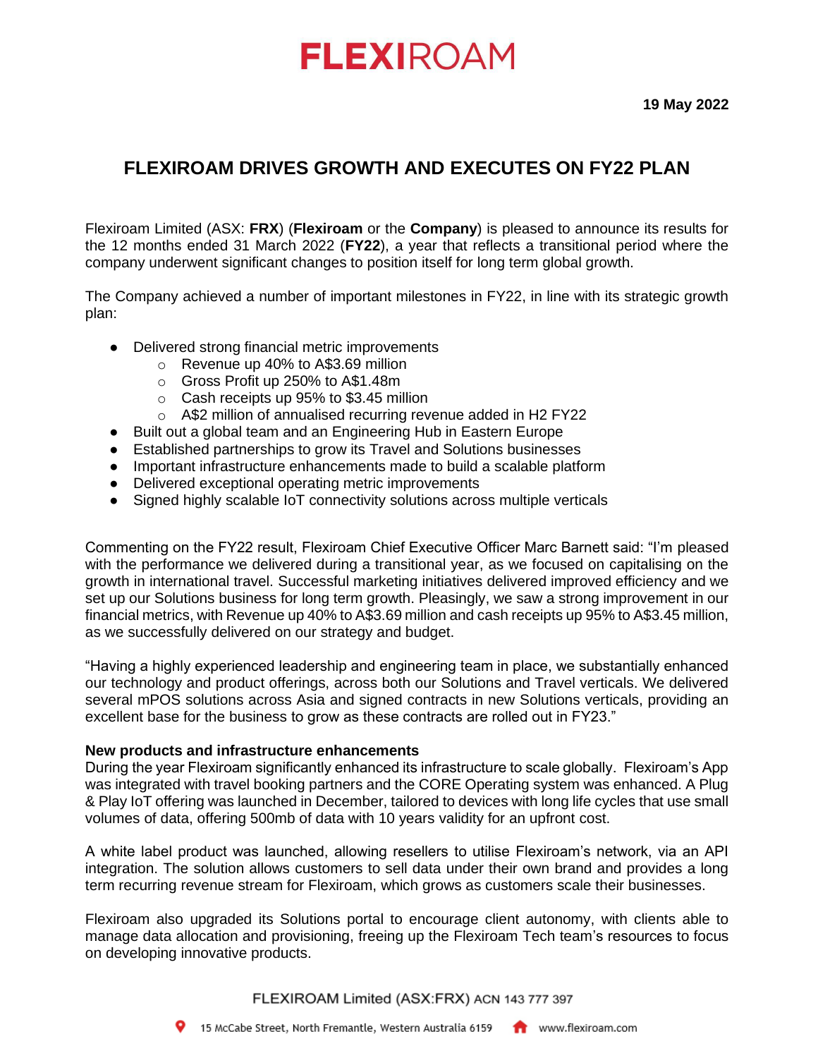# FLEXIROAM

**19 May 2022**

## FLEXIROAM DRIVES GROWTH AND EXECUTES ON FY22 PLAN

Flexiroam Limited (ASX: **FRX**) (**Flexiroam** or the **Company**) is pleased to announce its results for the 12 months ended 31 March 2022 (**FY22**), a year that reflects a transitional period where the company underwent significant changes to position itself for long term global growth.

The Company achieved a number of important milestones in FY22, in line with its strategic growth plan:

- Delivered strong financial metric improvements
  - Revenue up 40% to A$3.69 million
  - Gross Profit up 250% to A$1.48m
  - Cash receipts up 95% to $3.45 million
  - A$2 million of annualised recurring revenue added in H2 FY22
- Built out a global team and an Engineering Hub in Eastern Europe
- Established partnerships to grow its Travel and Solutions businesses
- Important infrastructure enhancements made to build a scalable platform
- Delivered exceptional operating metric improvements
- Signed highly scalable IoT connectivity solutions across multiple verticals

Commenting on the FY22 result, Flexiroam Chief Executive Officer Marc Barnett said: "I'm pleased with the performance we delivered during a transitional year, as we focused on capitalising on the growth in international travel. Successful marketing initiatives delivered improved efficiency and we set up our Solutions business for long term growth. Pleasingly, we saw a strong improvement in our financial metrics, with Revenue up 40% to A$3.69 million and cash receipts up 95% to A$3.45 million, as we successfully delivered on our strategy and budget.

"Having a highly experienced leadership and engineering team in place, we substantially enhanced our technology and product offerings, across both our Solutions and Travel verticals. We delivered several mPOS solutions across Asia and signed contracts in new Solutions verticals, providing an excellent base for the business to grow as these contracts are rolled out in FY23."

**New products and infrastructure enhancements**

During the year Flexiroam significantly enhanced its infrastructure to scale globally. Flexiroam's App was integrated with travel booking partners and the CORE Operating system was enhanced. A Plug & Play IoT offering was launched in December, tailored to devices with long life cycles that use small volumes of data, offering 500mb of data with 10 years validity for an upfront cost.

A white label product was launched, allowing resellers to utilise Flexiroam's network, via an API integration. The solution allows customers to sell data under their own brand and provides a long term recurring revenue stream for Flexiroam, which grows as customers scale their businesses.

Flexiroam also upgraded its Solutions portal to encourage client autonomy, with clients able to manage data allocation and provisioning, freeing up the Flexiroam Tech team's resources to focus on developing innovative products.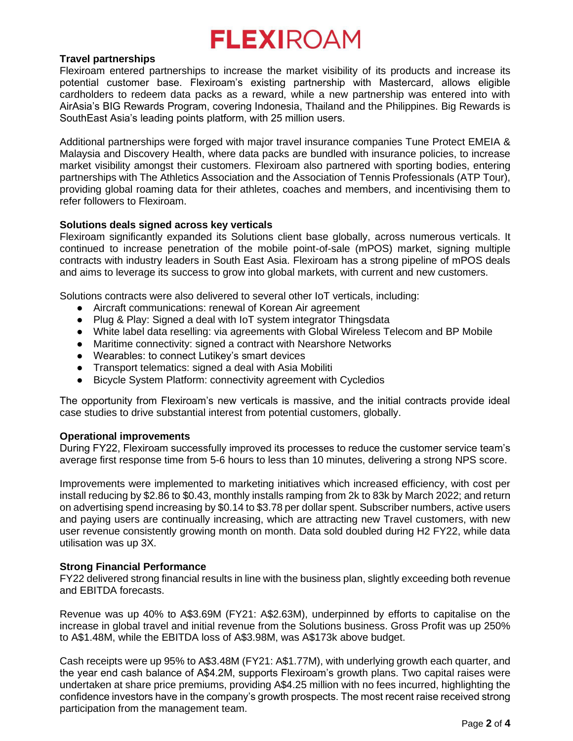### Travel partnerships

Flexiroam entered partnerships to increase the market visibility of its products and increase its potential customer base. Flexiroam's existing partnership with Mastercard, allows eligible cardholders to redeem data packs as a reward, while a new partnership was entered into with AirAsia's BIG Rewards Program, covering Indonesia, Thailand and the Philippines. Big Rewards is SouthEast Asia's leading points platform, with 25 million users.

Additional partnerships were forged with major travel insurance companies Tune Protect EMEIA & Malaysia and Discovery Health, where data packs are bundled with insurance policies, to increase market visibility amongst their customers. Flexiroam also partnered with sporting bodies, entering partnerships with The Athletics Association and the Association of Tennis Professionals (ATP Tour), providing global roaming data for their athletes, coaches and members, and incentivising them to refer followers to Flexiroam.

### Solutions deals signed across key verticals

Flexiroam significantly expanded its Solutions client base globally, across numerous verticals. It continued to increase penetration of the mobile point-of-sale (mPOS) market, signing multiple contracts with industry leaders in South East Asia. Flexiroam has a strong pipeline of mPOS deals and aims to leverage its success to grow into global markets, with current and new customers.

Solutions contracts were also delivered to several other IoT verticals, including:

- Aircraft communications: renewal of Korean Air agreement
- Plug & Play: Signed a deal with IoT system integrator Thingsdata
- White label data reselling: via agreements with Global Wireless Telecom and BP Mobile
- Maritime connectivity: signed a contract with Nearshore Networks
- Wearables: to connect Lutikey's smart devices
- Transport telematics: signed a deal with Asia Mobiliti
- Bicycle System Platform: connectivity agreement with Cycledios

The opportunity from Flexiroam's new verticals is massive, and the initial contracts provide ideal case studies to drive substantial interest from potential customers, globally.

### Operational improvements

During FY22, Flexiroam successfully improved its processes to reduce the customer service team's average first response time from 5-6 hours to less than 10 minutes, delivering a strong NPS score.

Improvements were implemented to marketing initiatives which increased efficiency, with cost per install reducing by $2.86 to $0.43, monthly installs ramping from 2k to 83k by March 2022; and return on advertising spend increasing by $0.14 to $3.78 per dollar spent. Subscriber numbers, active users and paying users are continually increasing, which are attracting new Travel customers, with new user revenue consistently growing month on month. Data sold doubled during H2 FY22, while data utilisation was up 3X.

### Strong Financial Performance

FY22 delivered strong financial results in line with the business plan, slightly exceeding both revenue and EBITDA forecasts.

Revenue was up 40% to A$3.69M (FY21: A$2.63M), underpinned by efforts to capitalise on the increase in global travel and initial revenue from the Solutions business. Gross Profit was up 250% to A$1.48M, while the EBITDA loss of A$3.98M, was A$173k above budget.

Cash receipts were up 95% to A$3.48M (FY21: A$1.77M), with underlying growth each quarter, and the year end cash balance of A$4.2M, supports Flexiroam's growth plans. Two capital raises were undertaken at share price premiums, providing A$4.25 million with no fees incurred, highlighting the confidence investors have in the company's growth prospects. The most recent raise received strong participation from the management team.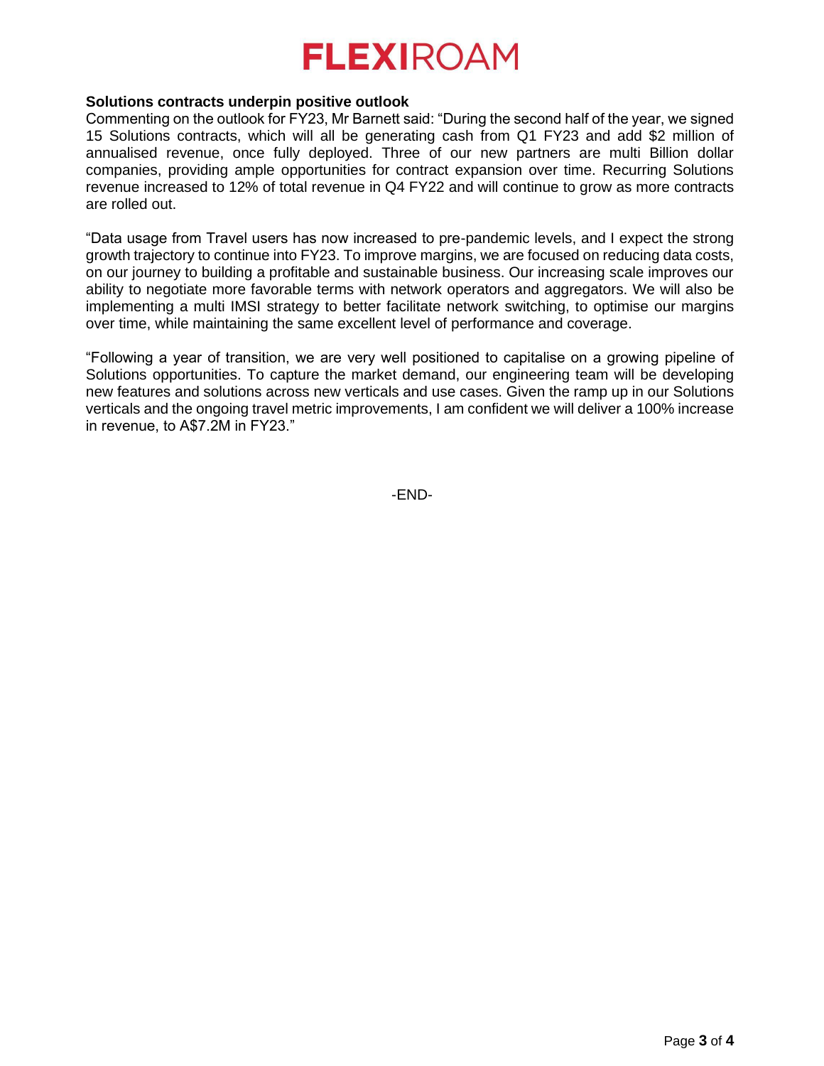**Solutions contracts underpin positive outlook**

Commenting on the outlook for FY23, Mr Barnett said: "During the second half of the year, we signed 15 Solutions contracts, which will all be generating cash from Q1 FY23 and add $2 million of annualised revenue, once fully deployed. Three of our new partners are multi Billion dollar companies, providing ample opportunities for contract expansion over time. Recurring Solutions revenue increased to 12% of total revenue in Q4 FY22 and will continue to grow as more contracts are rolled out.

"Data usage from Travel users has now increased to pre-pandemic levels, and I expect the strong growth trajectory to continue into FY23. To improve margins, we are focused on reducing data costs, on our journey to building a profitable and sustainable business. Our increasing scale improves our ability to negotiate more favorable terms with network operators and aggregators. We will also be implementing a multi IMSI strategy to better facilitate network switching, to optimise our margins over time, while maintaining the same excellent level of performance and coverage.

"Following a year of transition, we are very well positioned to capitalise on a growing pipeline of Solutions opportunities. To capture the market demand, our engineering team will be developing new features and solutions across new verticals and use cases. Given the ramp up in our Solutions verticals and the ongoing travel metric improvements, I am confident we will deliver a 100% increase in revenue, to A$7.2M in FY23."

-END-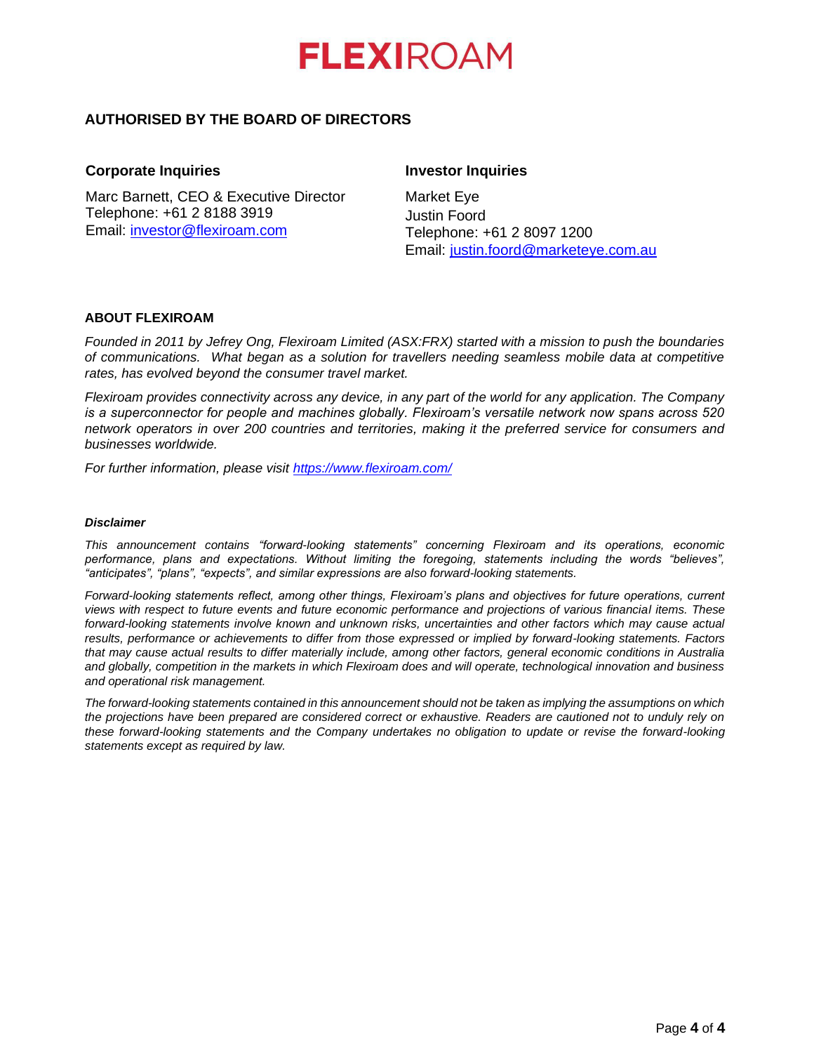# FLEXIROAM

**AUTHORISED BY THE BOARD OF DIRECTORS**

**Corporate Inquiries**

Marc Barnett, CEO & Executive Director
Telephone: +61 2 8188 3919
Email: investor@flexiroam.com

**Investor Inquiries**

Market Eye
Justin Foord
Telephone: +61 2 8097 1200
Email: justin.foord@marketeye.com.au

**ABOUT FLEXIROAM**

*Founded in 2011 by Jefrey Ong, Flexiroam Limited (ASX:FRX) started with a mission to push the boundaries of communications. What began as a solution for travellers needing seamless mobile data at competitive rates, has evolved beyond the consumer travel market.*

*Flexiroam provides connectivity across any device, in any part of the world for any application. The Company is a superconnector for people and machines globally. Flexiroam's versatile network now spans across 520 network operators in over 200 countries and territories, making it the preferred service for consumers and businesses worldwide.*

*For further information, please visit https://www.flexiroam.com/*

***Disclaimer***

*This announcement contains "forward-looking statements" concerning Flexiroam and its operations, economic performance, plans and expectations. Without limiting the foregoing, statements including the words "believes", "anticipates", "plans", "expects", and similar expressions are also forward-looking statements.*

*Forward-looking statements reflect, among other things, Flexiroam's plans and objectives for future operations, current views with respect to future events and future economic performance and projections of various financial items. These forward-looking statements involve known and unknown risks, uncertainties and other factors which may cause actual results, performance or achievements to differ from those expressed or implied by forward-looking statements. Factors that may cause actual results to differ materially include, among other factors, general economic conditions in Australia and globally, competition in the markets in which Flexiroam does and will operate, technological innovation and business and operational risk management.*

*The forward-looking statements contained in this announcement should not be taken as implying the assumptions on which the projections have been prepared are considered correct or exhaustive. Readers are cautioned not to unduly rely on these forward-looking statements and the Company undertakes no obligation to update or revise the forward-looking statements except as required by law.*